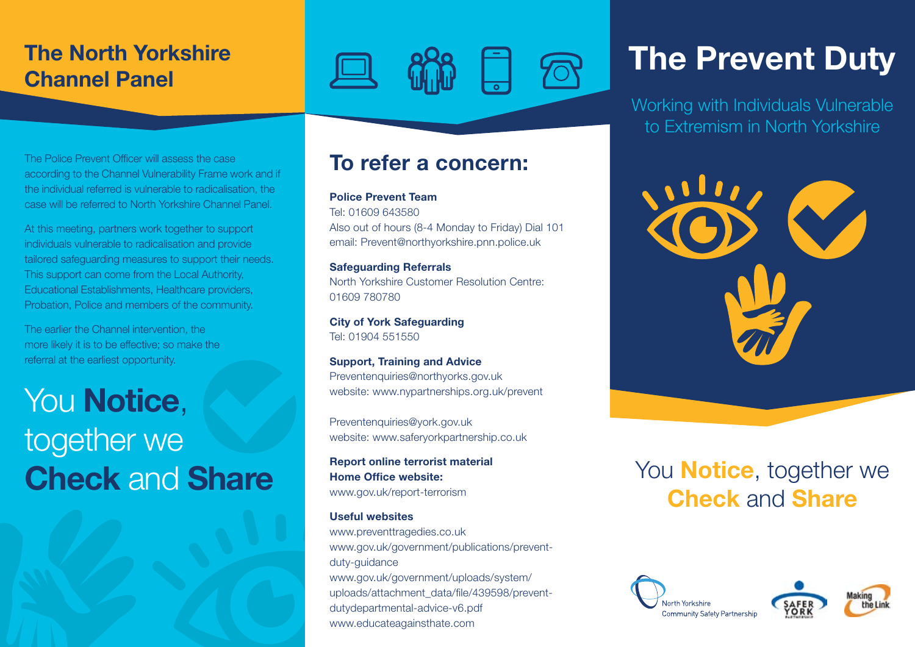## The North Yorkshire Channel Panel

The Police Prevent Officer will assess the case according to the Channel Vulnerability Frame work and if the individual referred is vulnerable to radicalisation, the case will be referred to North Yorkshire Channel Panel.

At this meeting, partners work together to support individuals vulnerable to radicalisation and provide tailored safeguarding measures to support their needs. This support can come from the Local Authority, Educational Establishments, Healthcare providers, Probation, Police and members of the community.

The earlier the Channel intervention, the more likely it is to be effective; so make the referral at the earliest opportunity.

You **Notice**, together we **Check** and **Share**

## To refer a concern:

**Police Prevent Team**
Tel: 01609 643580
Also out of hours (8-4 Monday to Friday) Dial 101
email: Prevent@northyorkshire.pnn.police.uk

**Safeguarding Referrals**
North Yorkshire Customer Resolution Centre: 01609 780780

**City of York Safeguarding**
Tel: 01904 551550

**Support, Training and Advice**
Preventenquiries@northyorks.gov.uk
website: www.nypartnerships.org.uk/prevent

Preventenquiries@york.gov.uk
website: www.saferyorkpartnership.co.uk

**Report online terrorist material**
**Home Office website:**
www.gov.uk/report-terrorism

**Useful websites**
www.preventtragedies.co.uk
www.gov.uk/government/publications/prevent-duty-guidance
www.gov.uk/government/uploads/system/uploads/attachment_data/file/439598/prevent-dutydepartmental-advice-v6.pdf
www.educateagainsthate.com

# The Prevent Duty

Working with Individuals Vulnerable to Extremism in North Yorkshire

You **Notice**, together we **Check** and **Share**

North Yorkshire Community Safety Partnership

SAFER YORK PARTNERSHIP

Making the Link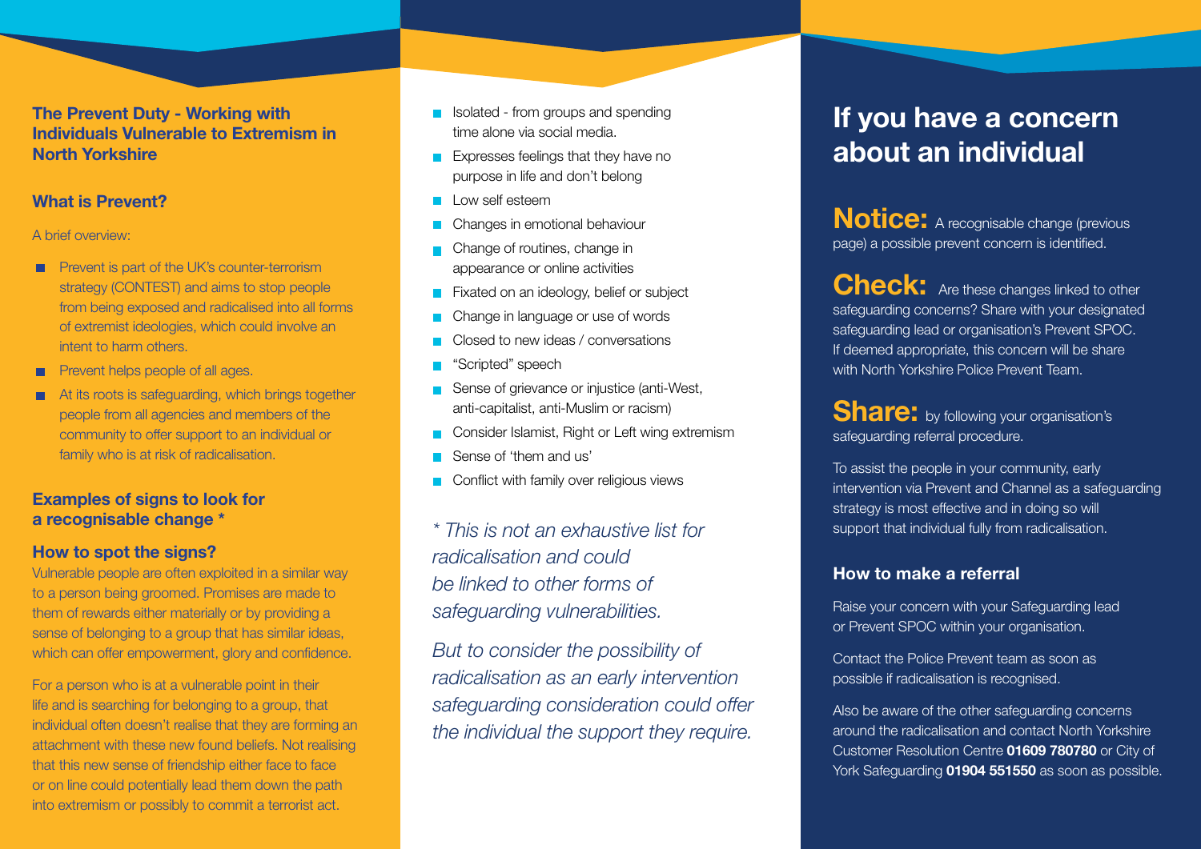## The Prevent Duty - Working with Individuals Vulnerable to Extremism in North Yorkshire

### What is Prevent?

A brief overview:

- Prevent is part of the UK's counter-terrorism strategy (CONTEST) and aims to stop people from being exposed and radicalised into all forms of extremist ideologies, which could involve an intent to harm others.
- Prevent helps people of all ages.
- At its roots is safeguarding, which brings together people from all agencies and members of the community to offer support to an individual or family who is at risk of radicalisation.

### Examples of signs to look for a recognisable change *

### How to spot the signs?

Vulnerable people are often exploited in a similar way to a person being groomed. Promises are made to them of rewards either materially or by providing a sense of belonging to a group that has similar ideas, which can offer empowerment, glory and confidence.

For a person who is at a vulnerable point in their life and is searching for belonging to a group, that individual often doesn't realise that they are forming an attachment with these new found beliefs. Not realising that this new sense of friendship either face to face or on line could potentially lead them down the path into extremism or possibly to commit a terrorist act.

- Isolated - from groups and spending time alone via social media.
- Expresses feelings that they have no purpose in life and don't belong
- Low self esteem
- Changes in emotional behaviour
- Change of routines, change in appearance or online activities
- Fixated on an ideology, belief or subject
- Change in language or use of words
- Closed to new ideas / conversations
- "Scripted" speech
- Sense of grievance or injustice (anti-West, anti-capitalist, anti-Muslim or racism)
- Consider Islamist, Right or Left wing extremism
- Sense of 'them and us'
- Conflict with family over religious views

*\* This is not an exhaustive list for radicalisation and could be linked to other forms of safeguarding vulnerabilities.*

*But to consider the possibility of radicalisation as an early intervention safeguarding consideration could offer the individual the support they require.*

# If you have a concern about an individual

**Notice:** A recognisable change (previous page) a possible prevent concern is identified.

**Check:** Are these changes linked to other safeguarding concerns? Share with your designated safeguarding lead or organisation's Prevent SPOC. If deemed appropriate, this concern will be share with North Yorkshire Police Prevent Team.

**Share:** by following your organisation's safeguarding referral procedure.

To assist the people in your community, early intervention via Prevent and Channel as a safeguarding strategy is most effective and in doing so will support that individual fully from radicalisation.

### How to make a referral

Raise your concern with your Safeguarding lead or Prevent SPOC within your organisation.

Contact the Police Prevent team as soon as possible if radicalisation is recognised.

Also be aware of the other safeguarding concerns around the radicalisation and contact North Yorkshire Customer Resolution Centre **01609 780780** or City of York Safeguarding **01904 551550** as soon as possible.